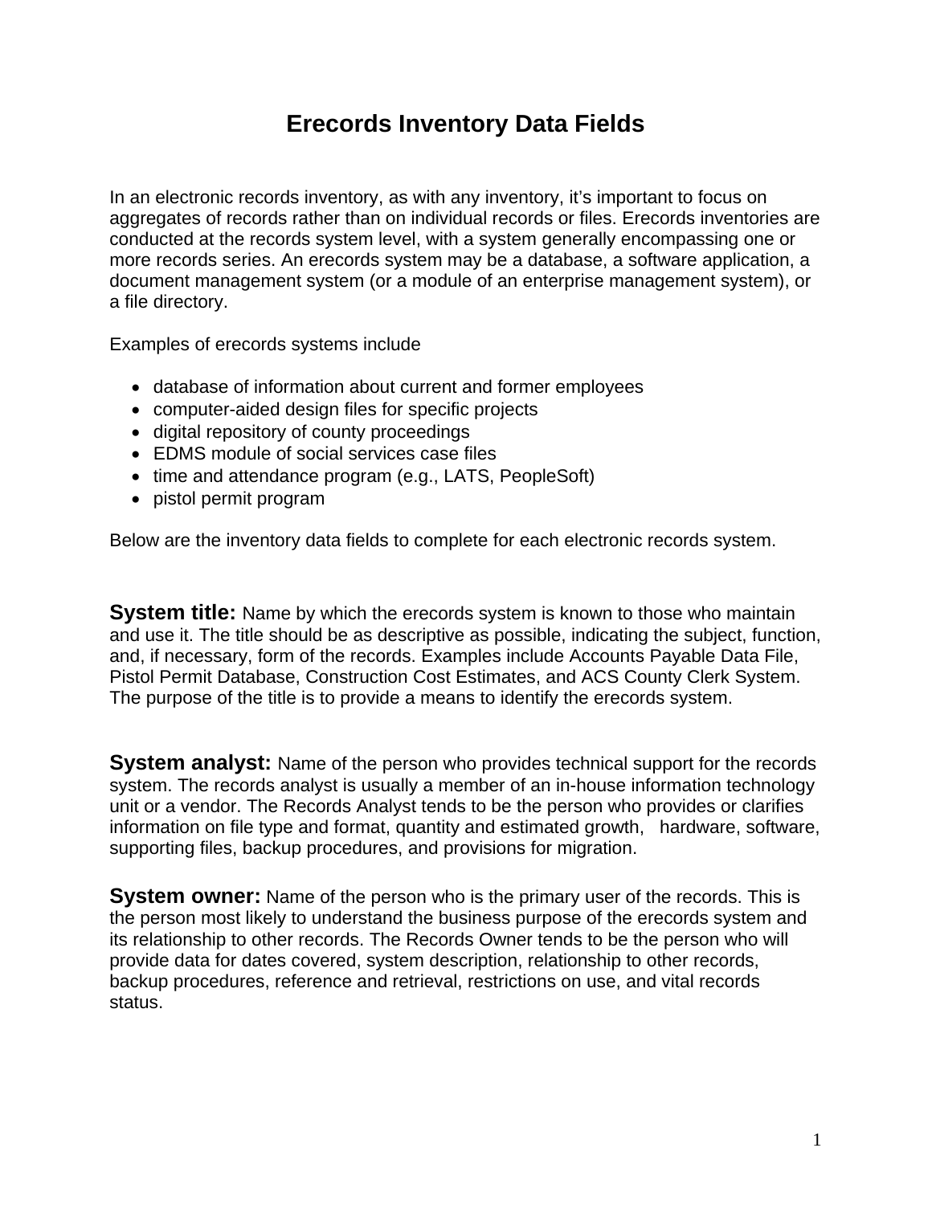# Erecords Inventory Data Fields

In an electronic records inventory, as with any inventory, it's important to focus on aggregates of records rather than on individual records or files. Erecords inventories are conducted at the records system level, with a system generally encompassing one or more records series. An erecords system may be a database, a software application, a document management system (or a module of an enterprise management system), or a file directory.

Examples of erecords systems include

- database of information about current and former employees
- computer-aided design files for specific projects
- digital repository of county proceedings
- EDMS module of social services case files
- time and attendance program (e.g., LATS, PeopleSoft)
- pistol permit program

Below are the inventory data fields to complete for each electronic records system.

**System title:** Name by which the erecords system is known to those who maintain and use it. The title should be as descriptive as possible, indicating the subject, function, and, if necessary, form of the records. Examples include Accounts Payable Data File, Pistol Permit Database, Construction Cost Estimates, and ACS County Clerk System. The purpose of the title is to provide a means to identify the erecords system.

**System analyst:** Name of the person who provides technical support for the records system. The records analyst is usually a member of an in-house information technology unit or a vendor. The Records Analyst tends to be the person who provides or clarifies information on file type and format, quantity and estimated growth, hardware, software, supporting files, backup procedures, and provisions for migration.

**System owner:** Name of the person who is the primary user of the records. This is the person most likely to understand the business purpose of the erecords system and its relationship to other records. The Records Owner tends to be the person who will provide data for dates covered, system description, relationship to other records, backup procedures, reference and retrieval, restrictions on use, and vital records status.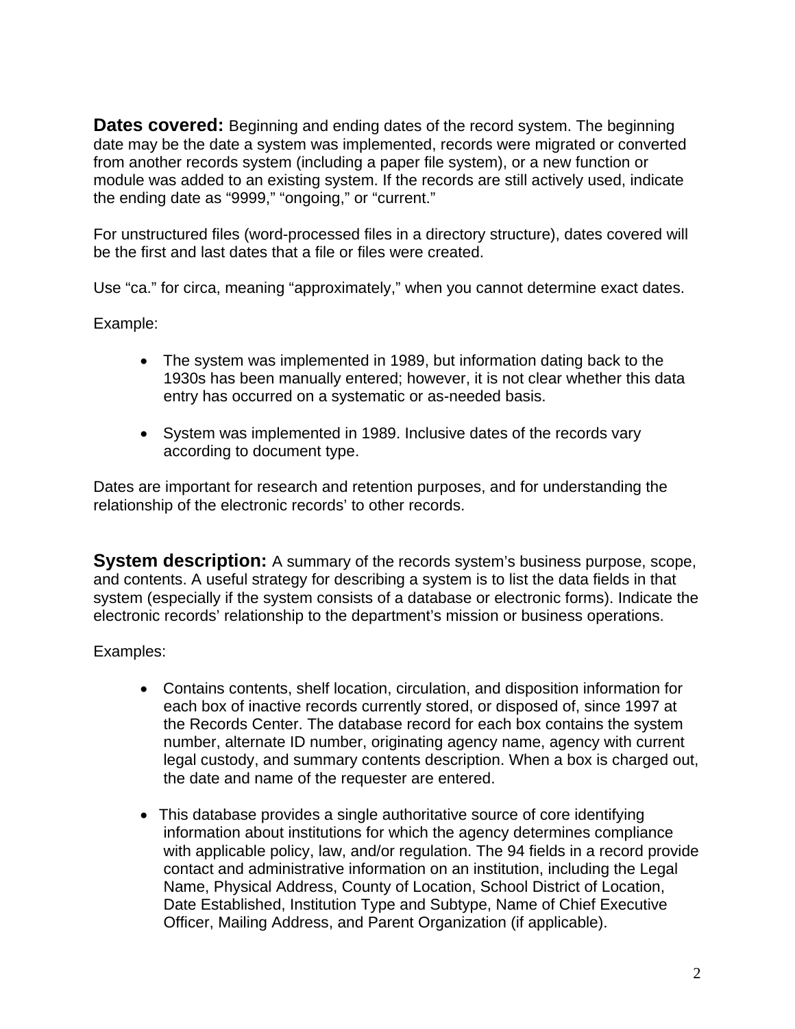**Dates covered:** Beginning and ending dates of the record system. The beginning date may be the date a system was implemented, records were migrated or converted from another records system (including a paper file system), or a new function or module was added to an existing system. If the records are still actively used, indicate the ending date as "9999," "ongoing," or "current."

For unstructured files (word-processed files in a directory structure), dates covered will be the first and last dates that a file or files were created.

Use "ca." for circa, meaning "approximately," when you cannot determine exact dates.

Example:

- The system was implemented in 1989, but information dating back to the 1930s has been manually entered; however, it is not clear whether this data entry has occurred on a systematic or as-needed basis.

- System was implemented in 1989. Inclusive dates of the records vary according to document type.

Dates are important for research and retention purposes, and for understanding the relationship of the electronic records' to other records.

**System description:** A summary of the records system's business purpose, scope, and contents. A useful strategy for describing a system is to list the data fields in that system (especially if the system consists of a database or electronic forms). Indicate the electronic records' relationship to the department's mission or business operations.

Examples:

- Contains contents, shelf location, circulation, and disposition information for each box of inactive records currently stored, or disposed of, since 1997 at the Records Center. The database record for each box contains the system number, alternate ID number, originating agency name, agency with current legal custody, and summary contents description. When a box is charged out, the date and name of the requester are entered.

- This database provides a single authoritative source of core identifying information about institutions for which the agency determines compliance with applicable policy, law, and/or regulation. The 94 fields in a record provide contact and administrative information on an institution, including the Legal Name, Physical Address, County of Location, School District of Location, Date Established, Institution Type and Subtype, Name of Chief Executive Officer, Mailing Address, and Parent Organization (if applicable).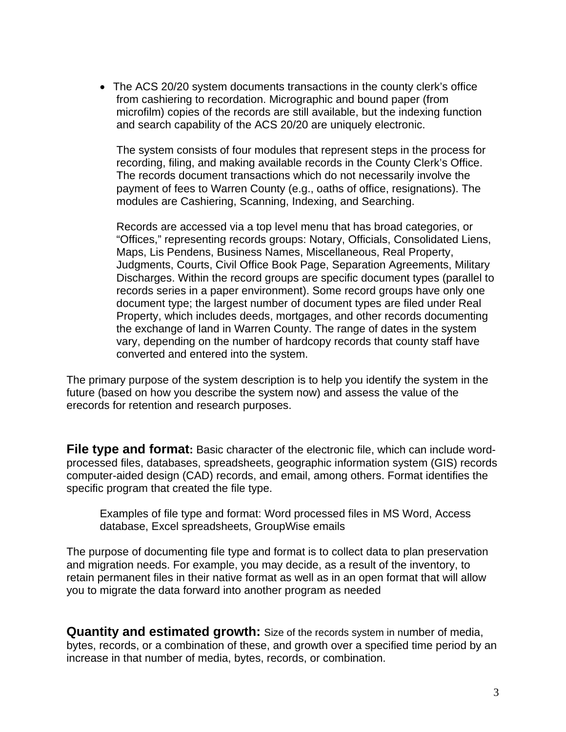- The ACS 20/20 system documents transactions in the county clerk's office from cashiering to recordation. Micrographic and bound paper (from microfilm) copies of the records are still available, but the indexing function and search capability of the ACS 20/20 are uniquely electronic.

  The system consists of four modules that represent steps in the process for recording, filing, and making available records in the County Clerk's Office. The records document transactions which do not necessarily involve the payment of fees to Warren County (e.g., oaths of office, resignations). The modules are Cashiering, Scanning, Indexing, and Searching.

  Records are accessed via a top level menu that has broad categories, or "Offices," representing records groups: Notary, Officials, Consolidated Liens, Maps, Lis Pendens, Business Names, Miscellaneous, Real Property, Judgments, Courts, Civil Office Book Page, Separation Agreements, Military Discharges. Within the record groups are specific document types (parallel to records series in a paper environment). Some record groups have only one document type; the largest number of document types are filed under Real Property, which includes deeds, mortgages, and other records documenting the exchange of land in Warren County. The range of dates in the system vary, depending on the number of hardcopy records that county staff have converted and entered into the system.

The primary purpose of the system description is to help you identify the system in the future (based on how you describe the system now) and assess the value of the erecords for retention and research purposes.

**File type and format:** Basic character of the electronic file, which can include word-processed files, databases, spreadsheets, geographic information system (GIS) records computer-aided design (CAD) records, and email, among others. Format identifies the specific program that created the file type.

> Examples of file type and format: Word processed files in MS Word, Access database, Excel spreadsheets, GroupWise emails

The purpose of documenting file type and format is to collect data to plan preservation and migration needs. For example, you may decide, as a result of the inventory, to retain permanent files in their native format as well as in an open format that will allow you to migrate the data forward into another program as needed

**Quantity and estimated growth:** Size of the records system in number of media, bytes, records, or a combination of these, and growth over a specified time period by an increase in that number of media, bytes, records, or combination.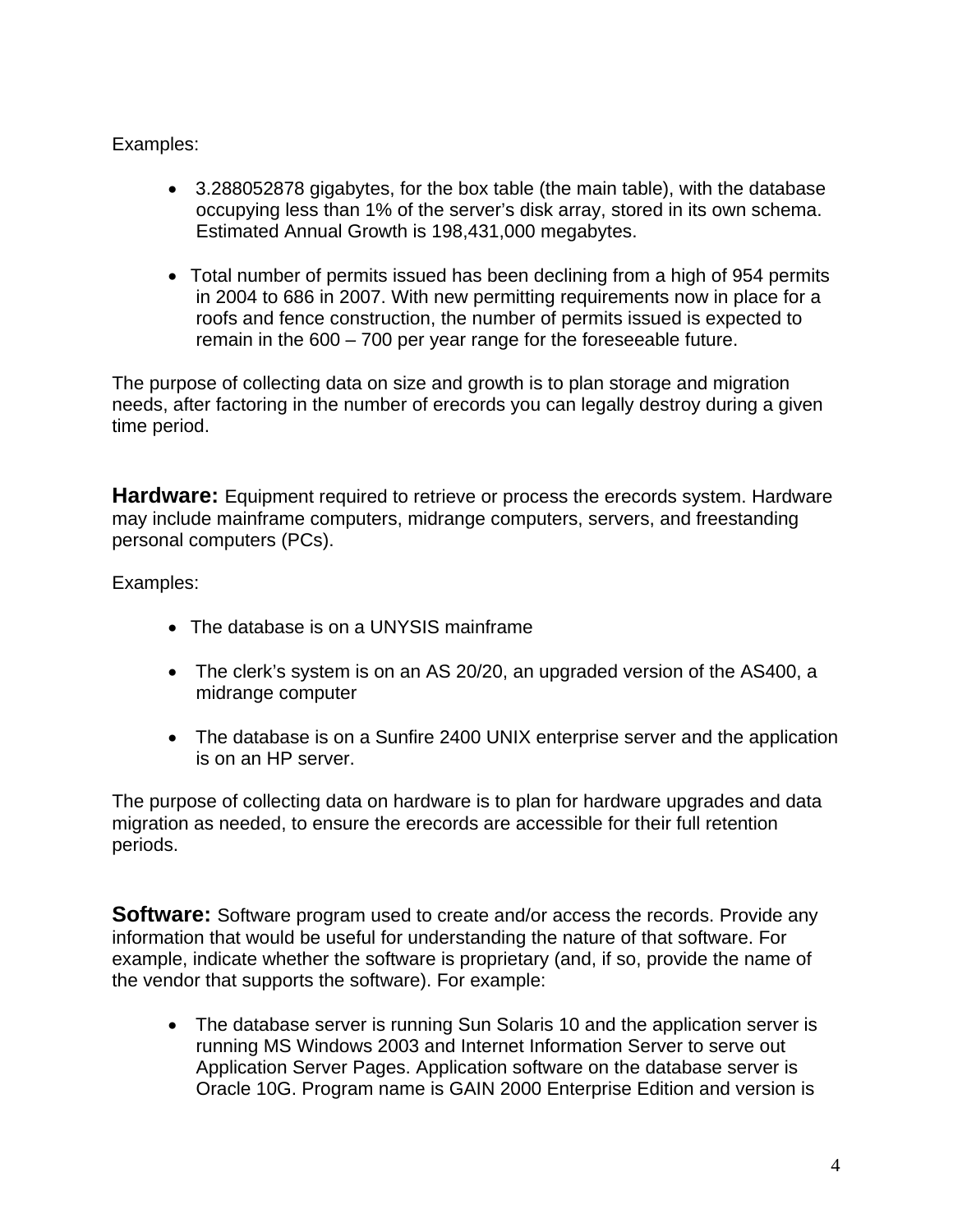Examples:

- 3.288052878 gigabytes, for the box table (the main table), with the database occupying less than 1% of the server's disk array, stored in its own schema. Estimated Annual Growth is 198,431,000 megabytes.

- Total number of permits issued has been declining from a high of 954 permits in 2004 to 686 in 2007. With new permitting requirements now in place for a roofs and fence construction, the number of permits issued is expected to remain in the 600 – 700 per year range for the foreseeable future.

The purpose of collecting data on size and growth is to plan storage and migration needs, after factoring in the number of erecords you can legally destroy during a given time period.

**Hardware:** Equipment required to retrieve or process the erecords system. Hardware may include mainframe computers, midrange computers, servers, and freestanding personal computers (PCs).

Examples:

- The database is on a UNYSIS mainframe

- The clerk's system is on an AS 20/20, an upgraded version of the AS400, a midrange computer

- The database is on a Sunfire 2400 UNIX enterprise server and the application is on an HP server.

The purpose of collecting data on hardware is to plan for hardware upgrades and data migration as needed, to ensure the erecords are accessible for their full retention periods.

**Software:** Software program used to create and/or access the records. Provide any information that would be useful for understanding the nature of that software. For example, indicate whether the software is proprietary (and, if so, provide the name of the vendor that supports the software). For example:

- The database server is running Sun Solaris 10 and the application server is running MS Windows 2003 and Internet Information Server to serve out Application Server Pages. Application software on the database server is Oracle 10G. Program name is GAIN 2000 Enterprise Edition and version is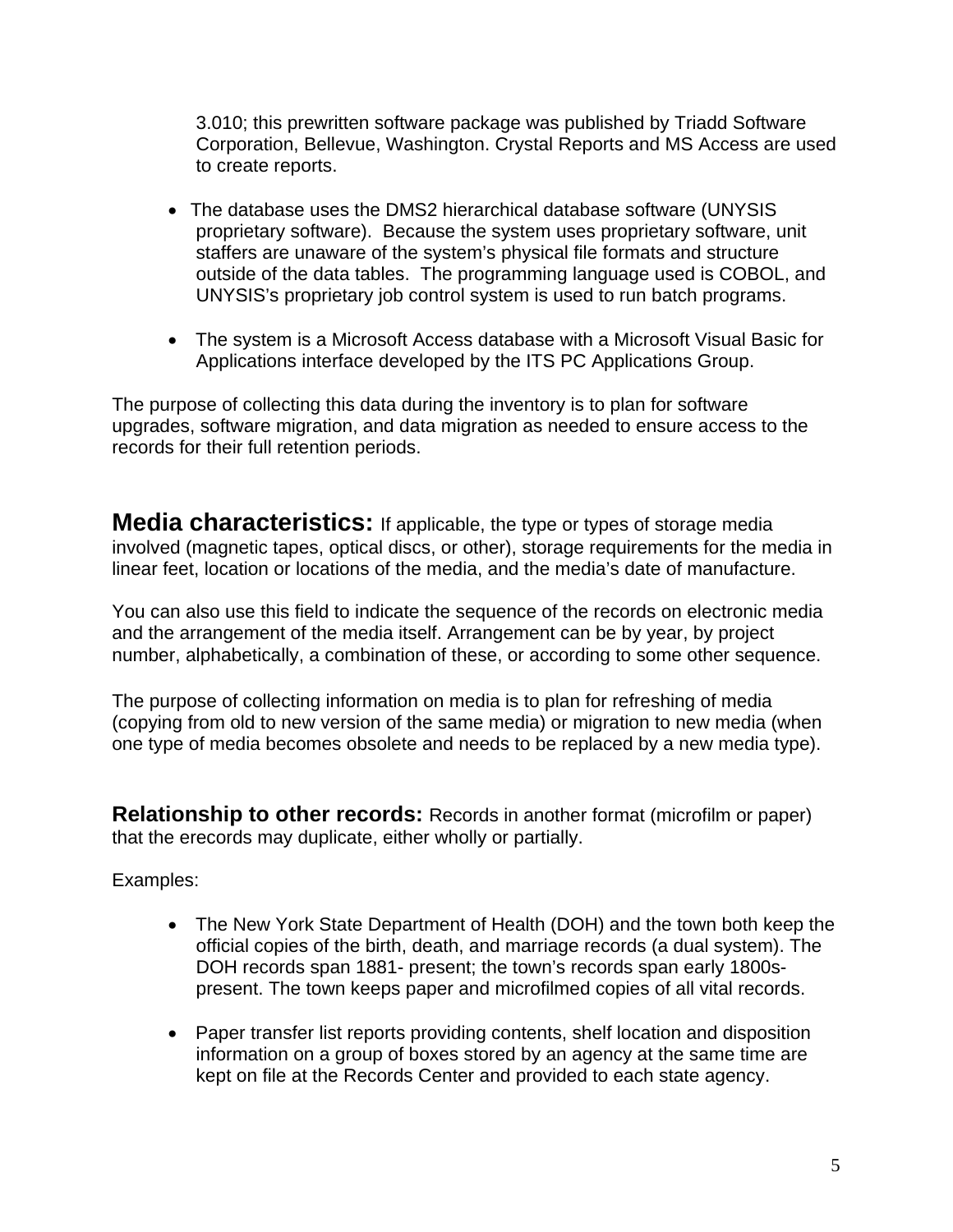3.010; this prewritten software package was published by Triadd Software Corporation, Bellevue, Washington. Crystal Reports and MS Access are used to create reports.

- The database uses the DMS2 hierarchical database software (UNYSIS proprietary software). Because the system uses proprietary software, unit staffers are unaware of the system's physical file formats and structure outside of the data tables. The programming language used is COBOL, and UNYSIS's proprietary job control system is used to run batch programs.

- The system is a Microsoft Access database with a Microsoft Visual Basic for Applications interface developed by the ITS PC Applications Group.

The purpose of collecting this data during the inventory is to plan for software upgrades, software migration, and data migration as needed to ensure access to the records for their full retention periods.

**Media characteristics:** If applicable, the type or types of storage media involved (magnetic tapes, optical discs, or other), storage requirements for the media in linear feet, location or locations of the media, and the media's date of manufacture.

You can also use this field to indicate the sequence of the records on electronic media and the arrangement of the media itself. Arrangement can be by year, by project number, alphabetically, a combination of these, or according to some other sequence.

The purpose of collecting information on media is to plan for refreshing of media (copying from old to new version of the same media) or migration to new media (when one type of media becomes obsolete and needs to be replaced by a new media type).

**Relationship to other records:** Records in another format (microfilm or paper) that the erecords may duplicate, either wholly or partially.

Examples:

- The New York State Department of Health (DOH) and the town both keep the official copies of the birth, death, and marriage records (a dual system). The DOH records span 1881- present; the town's records span early 1800s-present. The town keeps paper and microfilmed copies of all vital records.

- Paper transfer list reports providing contents, shelf location and disposition information on a group of boxes stored by an agency at the same time are kept on file at the Records Center and provided to each state agency.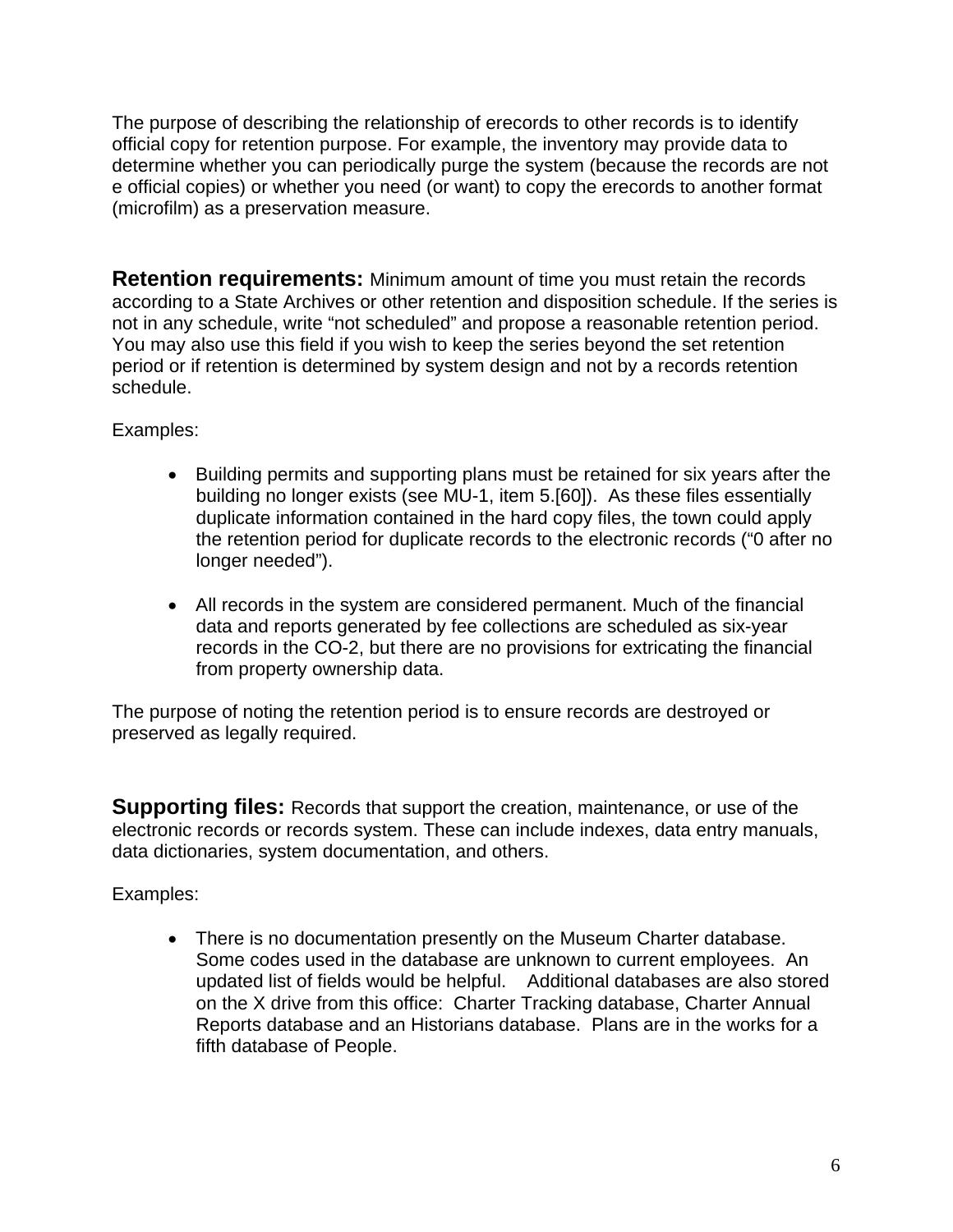The purpose of describing the relationship of erecords to other records is to identify official copy for retention purpose. For example, the inventory may provide data to determine whether you can periodically purge the system (because the records are not e official copies) or whether you need (or want) to copy the erecords to another format (microfilm) as a preservation measure.

**Retention requirements:** Minimum amount of time you must retain the records according to a State Archives or other retention and disposition schedule. If the series is not in any schedule, write "not scheduled" and propose a reasonable retention period. You may also use this field if you wish to keep the series beyond the set retention period or if retention is determined by system design and not by a records retention schedule.

Examples:

- Building permits and supporting plans must be retained for six years after the building no longer exists (see MU-1, item 5.[60]). As these files essentially duplicate information contained in the hard copy files, the town could apply the retention period for duplicate records to the electronic records ("0 after no longer needed").

- All records in the system are considered permanent. Much of the financial data and reports generated by fee collections are scheduled as six-year records in the CO-2, but there are no provisions for extricating the financial from property ownership data.

The purpose of noting the retention period is to ensure records are destroyed or preserved as legally required.

**Supporting files:** Records that support the creation, maintenance, or use of the electronic records or records system. These can include indexes, data entry manuals, data dictionaries, system documentation, and others.

Examples:

- There is no documentation presently on the Museum Charter database. Some codes used in the database are unknown to current employees. An updated list of fields would be helpful. Additional databases are also stored on the X drive from this office: Charter Tracking database, Charter Annual Reports database and an Historians database. Plans are in the works for a fifth database of People.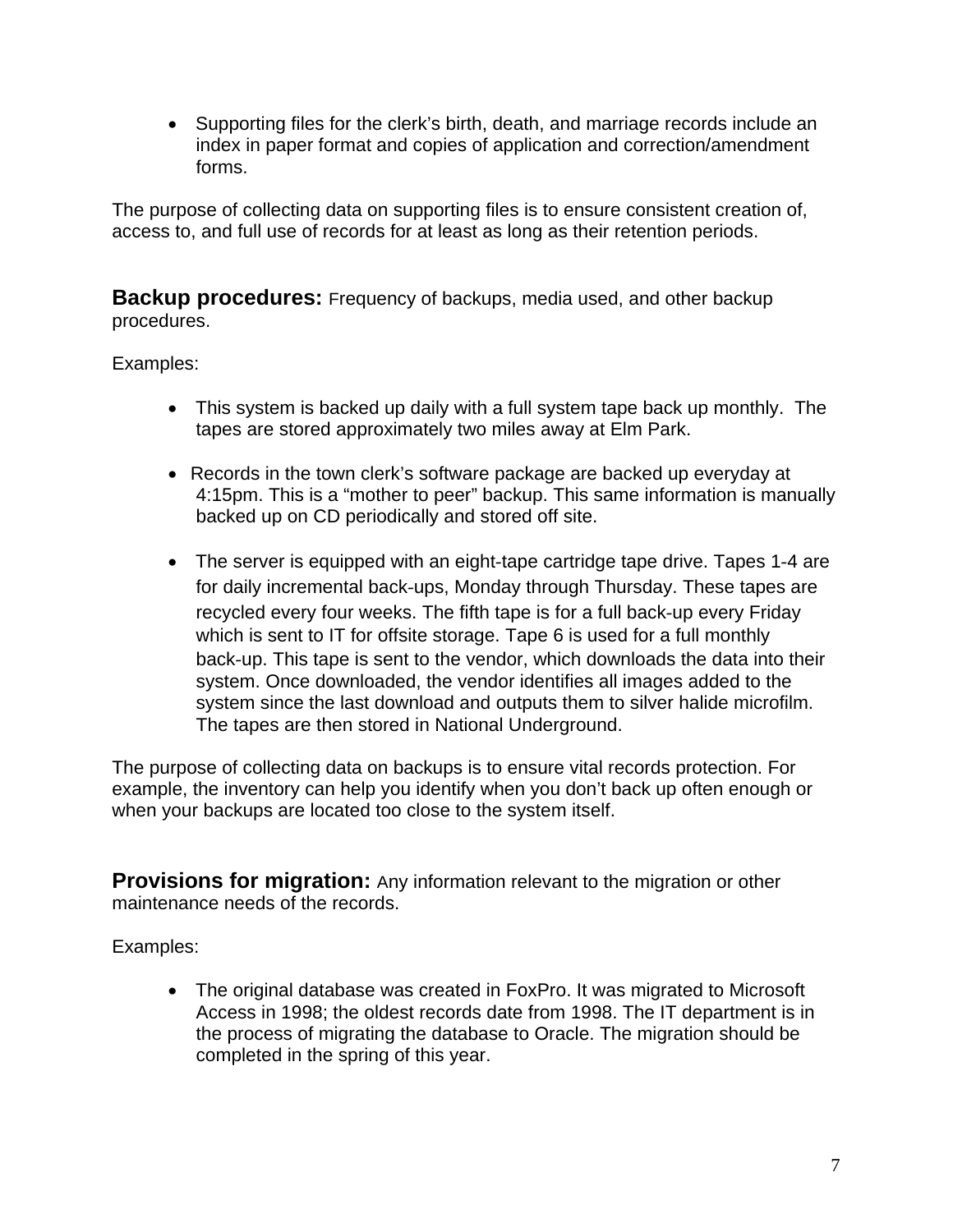- Supporting files for the clerk's birth, death, and marriage records include an index in paper format and copies of application and correction/amendment forms.

The purpose of collecting data on supporting files is to ensure consistent creation of, access to, and full use of records for at least as long as their retention periods.

**Backup procedures:** Frequency of backups, media used, and other backup procedures.

Examples:

- This system is backed up daily with a full system tape back up monthly. The tapes are stored approximately two miles away at Elm Park.
- Records in the town clerk's software package are backed up everyday at 4:15pm. This is a "mother to peer" backup. This same information is manually backed up on CD periodically and stored off site.
- The server is equipped with an eight-tape cartridge tape drive. Tapes 1-4 are for daily incremental back-ups, Monday through Thursday. These tapes are recycled every four weeks. The fifth tape is for a full back-up every Friday which is sent to IT for offsite storage. Tape 6 is used for a full monthly back-up. This tape is sent to the vendor, which downloads the data into their system. Once downloaded, the vendor identifies all images added to the system since the last download and outputs them to silver halide microfilm. The tapes are then stored in National Underground.

The purpose of collecting data on backups is to ensure vital records protection. For example, the inventory can help you identify when you don't back up often enough or when your backups are located too close to the system itself.

**Provisions for migration:** Any information relevant to the migration or other maintenance needs of the records.

Examples:

- The original database was created in FoxPro. It was migrated to Microsoft Access in 1998; the oldest records date from 1998. The IT department is in the process of migrating the database to Oracle. The migration should be completed in the spring of this year.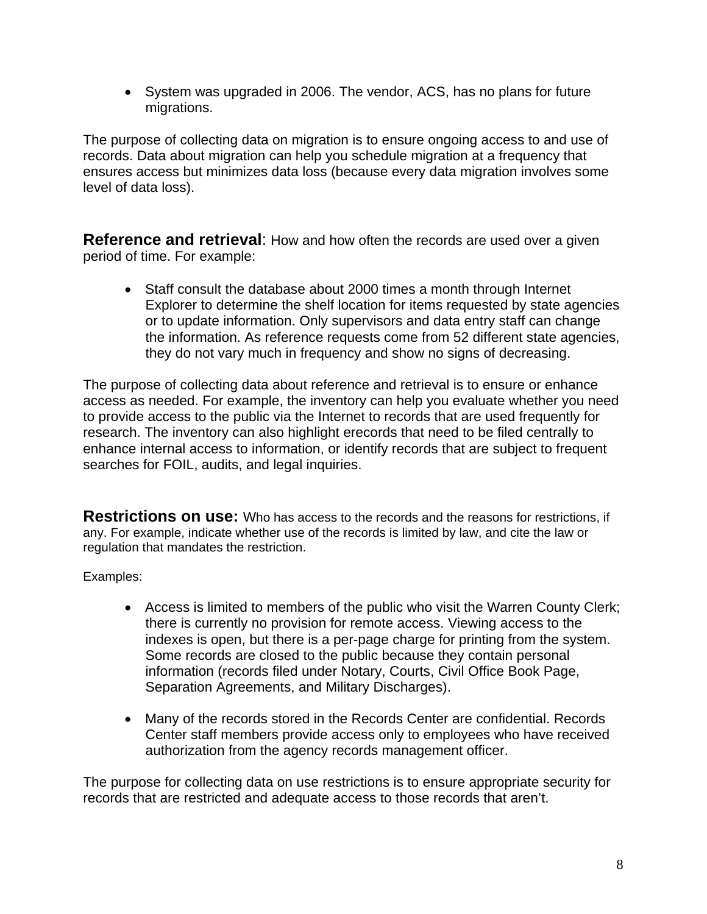- System was upgraded in 2006. The vendor, ACS, has no plans for future migrations.

The purpose of collecting data on migration is to ensure ongoing access to and use of records. Data about migration can help you schedule migration at a frequency that ensures access but minimizes data loss (because every data migration involves some level of data loss).

**Reference and retrieval**: How and how often the records are used over a given period of time. For example:

- Staff consult the database about 2000 times a month through Internet Explorer to determine the shelf location for items requested by state agencies or to update information. Only supervisors and data entry staff can change the information. As reference requests come from 52 different state agencies, they do not vary much in frequency and show no signs of decreasing.

The purpose of collecting data about reference and retrieval is to ensure or enhance access as needed. For example, the inventory can help you evaluate whether you need to provide access to the public via the Internet to records that are used frequently for research. The inventory can also highlight erecords that need to be filed centrally to enhance internal access to information, or identify records that are subject to frequent searches for FOIL, audits, and legal inquiries.

**Restrictions on use:** Who has access to the records and the reasons for restrictions, if any. For example, indicate whether use of the records is limited by law, and cite the law or regulation that mandates the restriction.

Examples:

- Access is limited to members of the public who visit the Warren County Clerk; there is currently no provision for remote access. Viewing access to the indexes is open, but there is a per-page charge for printing from the system. Some records are closed to the public because they contain personal information (records filed under Notary, Courts, Civil Office Book Page, Separation Agreements, and Military Discharges).

- Many of the records stored in the Records Center are confidential. Records Center staff members provide access only to employees who have received authorization from the agency records management officer.

The purpose for collecting data on use restrictions is to ensure appropriate security for records that are restricted and adequate access to those records that aren't.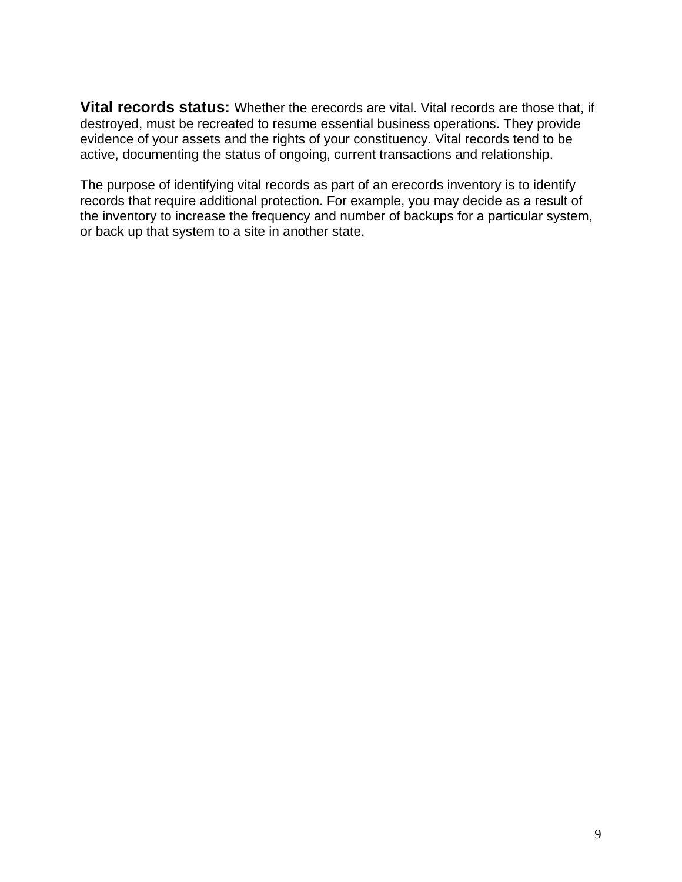**Vital records status:** Whether the erecords are vital. Vital records are those that, if destroyed, must be recreated to resume essential business operations. They provide evidence of your assets and the rights of your constituency. Vital records tend to be active, documenting the status of ongoing, current transactions and relationship.

The purpose of identifying vital records as part of an erecords inventory is to identify records that require additional protection. For example, you may decide as a result of the inventory to increase the frequency and number of backups for a particular system, or back up that system to a site in another state.